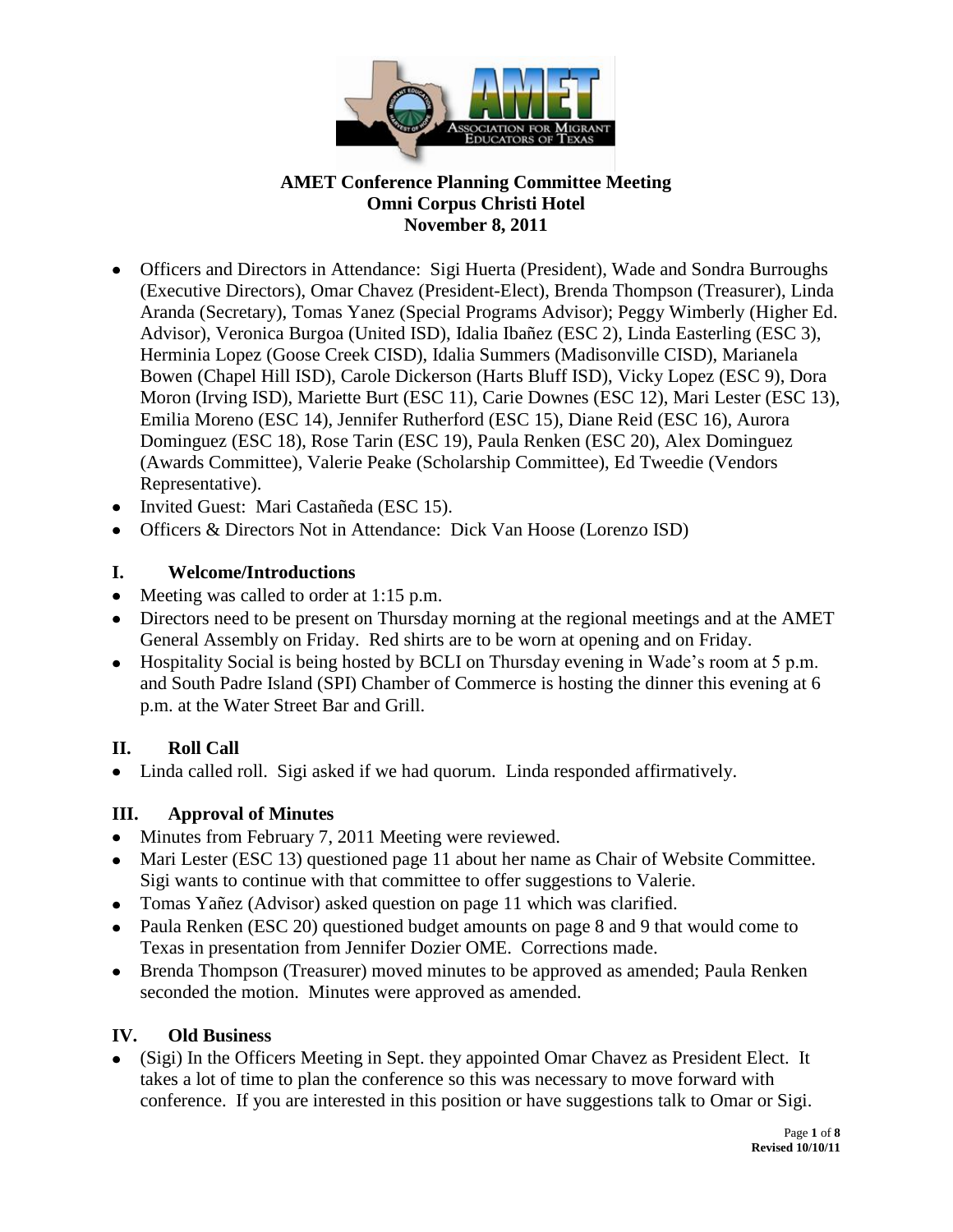**AMET Conference Planning Committee Meeting**
**Omni Corpus Christi Hotel**
**November 8, 2011**

- Officers and Directors in Attendance: Sigi Huerta (President), Wade and Sondra Burroughs (Executive Directors), Omar Chavez (President-Elect), Brenda Thompson (Treasurer), Linda Aranda (Secretary), Tomas Yanez (Special Programs Advisor); Peggy Wimberly (Higher Ed. Advisor), Veronica Burgoa (United ISD), Idalia Ibañez (ESC 2), Linda Easterling (ESC 3), Herminia Lopez (Goose Creek CISD), Idalia Summers (Madisonville CISD), Marianela Bowen (Chapel Hill ISD), Carole Dickerson (Harts Bluff ISD), Vicky Lopez (ESC 9), Dora Moron (Irving ISD), Mariette Burt (ESC 11), Carie Downes (ESC 12), Mari Lester (ESC 13), Emilia Moreno (ESC 14), Jennifer Rutherford (ESC 15), Diane Reid (ESC 16), Aurora Dominguez (ESC 18), Rose Tarin (ESC 19), Paula Renken (ESC 20), Alex Dominguez (Awards Committee), Valerie Peake (Scholarship Committee), Ed Tweedie (Vendors Representative).
- Invited Guest: Mari Castañeda (ESC 15).
- Officers & Directors Not in Attendance: Dick Van Hoose (Lorenzo ISD)

## I. Welcome/Introductions

- Meeting was called to order at 1:15 p.m.
- Directors need to be present on Thursday morning at the regional meetings and at the AMET General Assembly on Friday. Red shirts are to be worn at opening and on Friday.
- Hospitality Social is being hosted by BCLI on Thursday evening in Wade's room at 5 p.m. and South Padre Island (SPI) Chamber of Commerce is hosting the dinner this evening at 6 p.m. at the Water Street Bar and Grill.

## II. Roll Call

- Linda called roll. Sigi asked if we had quorum. Linda responded affirmatively.

## III. Approval of Minutes

- Minutes from February 7, 2011 Meeting were reviewed.
- Mari Lester (ESC 13) questioned page 11 about her name as Chair of Website Committee. Sigi wants to continue with that committee to offer suggestions to Valerie.
- Tomas Yañez (Advisor) asked question on page 11 which was clarified.
- Paula Renken (ESC 20) questioned budget amounts on page 8 and 9 that would come to Texas in presentation from Jennifer Dozier OME. Corrections made.
- Brenda Thompson (Treasurer) moved minutes to be approved as amended; Paula Renken seconded the motion. Minutes were approved as amended.

## IV. Old Business

- (Sigi) In the Officers Meeting in Sept. they appointed Omar Chavez as President Elect. It takes a lot of time to plan the conference so this was necessary to move forward with conference. If you are interested in this position or have suggestions talk to Omar or Sigi.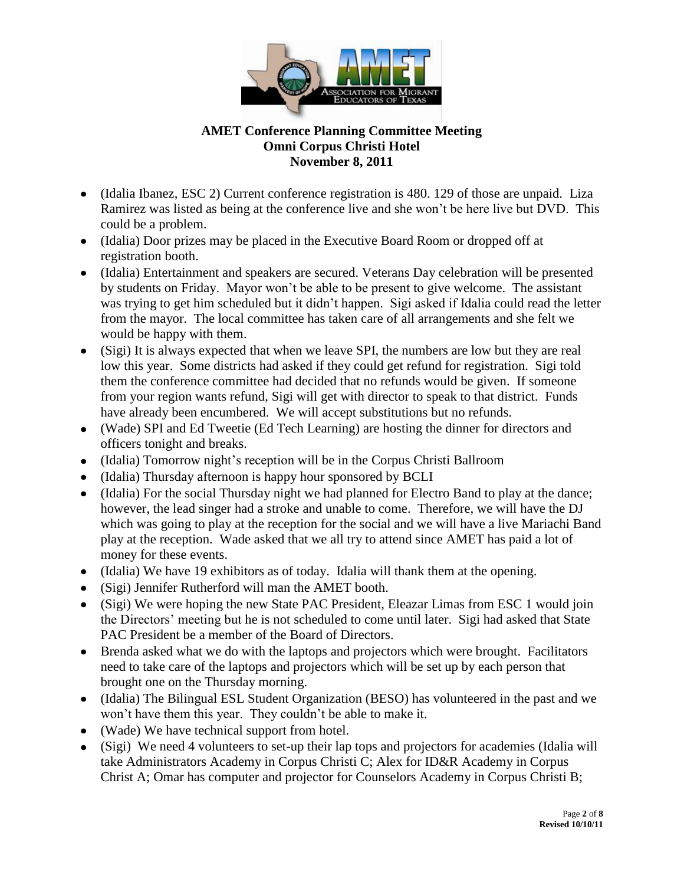**AMET Conference Planning Committee Meeting**
**Omni Corpus Christi Hotel**
**November 8, 2011**

- (Idalia Ibanez, ESC 2) Current conference registration is 480. 129 of those are unpaid. Liza Ramirez was listed as being at the conference live and she won't be here live but DVD. This could be a problem.
- (Idalia) Door prizes may be placed in the Executive Board Room or dropped off at registration booth.
- (Idalia) Entertainment and speakers are secured. Veterans Day celebration will be presented by students on Friday. Mayor won't be able to be present to give welcome. The assistant was trying to get him scheduled but it didn't happen. Sigi asked if Idalia could read the letter from the mayor. The local committee has taken care of all arrangements and she felt we would be happy with them.
- (Sigi) It is always expected that when we leave SPI, the numbers are low but they are real low this year. Some districts had asked if they could get refund for registration. Sigi told them the conference committee had decided that no refunds would be given. If someone from your region wants refund, Sigi will get with director to speak to that district. Funds have already been encumbered. We will accept substitutions but no refunds.
- (Wade) SPI and Ed Tweetie (Ed Tech Learning) are hosting the dinner for directors and officers tonight and breaks.
- (Idalia) Tomorrow night's reception will be in the Corpus Christi Ballroom
- (Idalia) Thursday afternoon is happy hour sponsored by BCLI
- (Idalia) For the social Thursday night we had planned for Electro Band to play at the dance; however, the lead singer had a stroke and unable to come. Therefore, we will have the DJ which was going to play at the reception for the social and we will have a live Mariachi Band play at the reception. Wade asked that we all try to attend since AMET has paid a lot of money for these events.
- (Idalia) We have 19 exhibitors as of today. Idalia will thank them at the opening.
- (Sigi) Jennifer Rutherford will man the AMET booth.
- (Sigi) We were hoping the new State PAC President, Eleazar Limas from ESC 1 would join the Directors' meeting but he is not scheduled to come until later. Sigi had asked that State PAC President be a member of the Board of Directors.
- Brenda asked what we do with the laptops and projectors which were brought. Facilitators need to take care of the laptops and projectors which will be set up by each person that brought one on the Thursday morning.
- (Idalia) The Bilingual ESL Student Organization (BESO) has volunteered in the past and we won't have them this year. They couldn't be able to make it.
- (Wade) We have technical support from hotel.
- (Sigi) We need 4 volunteers to set-up their lap tops and projectors for academies (Idalia will take Administrators Academy in Corpus Christi C; Alex for ID&R Academy in Corpus Christ A; Omar has computer and projector for Counselors Academy in Corpus Christi B;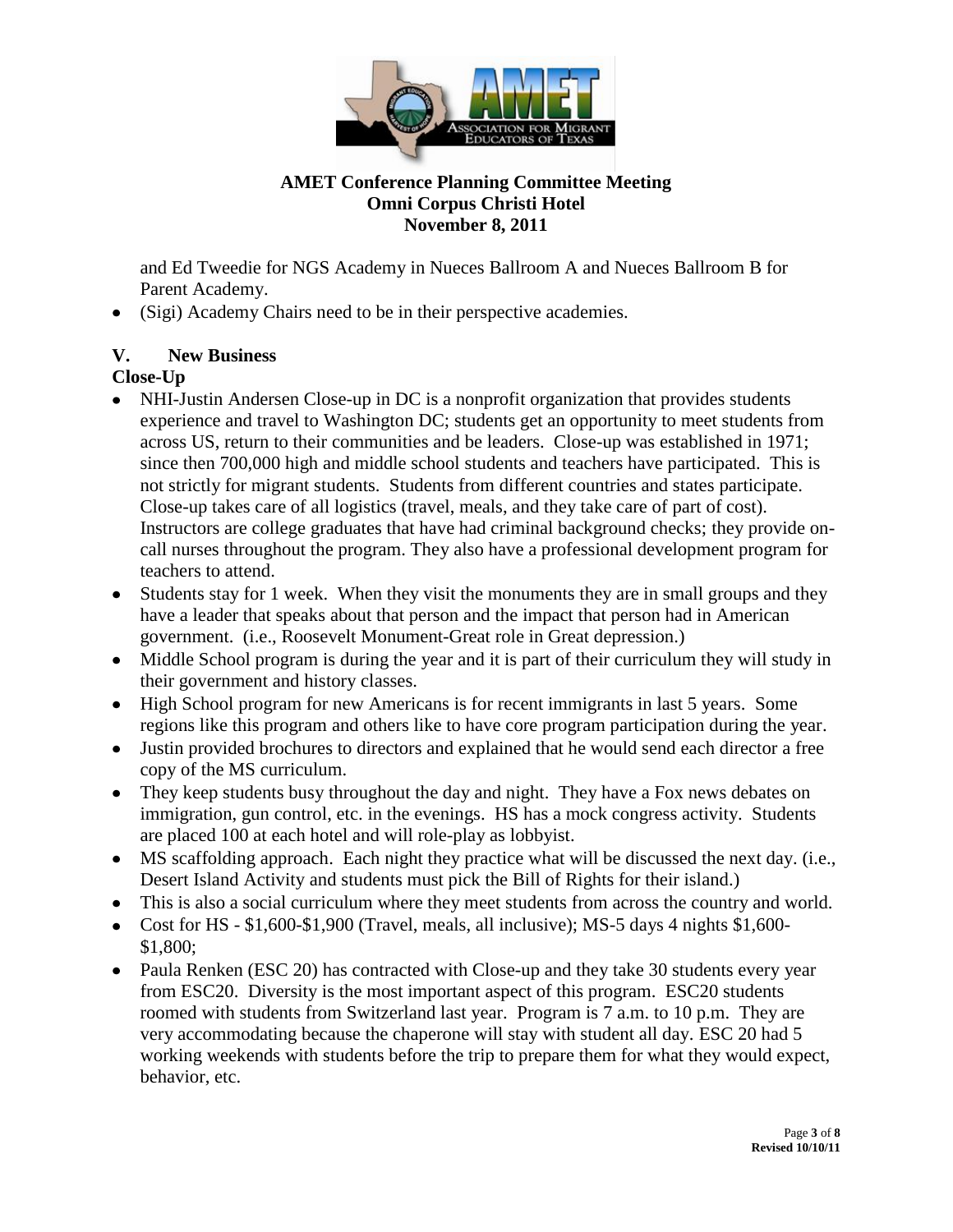and Ed Tweedie for NGS Academy in Nueces Ballroom A and Nueces Ballroom B for Parent Academy.

- (Sigi) Academy Chairs need to be in their perspective academies.

## V. New Business

**Close-Up**

- NHI-Justin Andersen Close-up in DC is a nonprofit organization that provides students experience and travel to Washington DC; students get an opportunity to meet students from across US, return to their communities and be leaders. Close-up was established in 1971; since then 700,000 high and middle school students and teachers have participated. This is not strictly for migrant students. Students from different countries and states participate. Close-up takes care of all logistics (travel, meals, and they take care of part of cost). Instructors are college graduates that have had criminal background checks; they provide on-call nurses throughout the program. They also have a professional development program for teachers to attend.
- Students stay for 1 week. When they visit the monuments they are in small groups and they have a leader that speaks about that person and the impact that person had in American government. (i.e., Roosevelt Monument-Great role in Great depression.)
- Middle School program is during the year and it is part of their curriculum they will study in their government and history classes.
- High School program for new Americans is for recent immigrants in last 5 years. Some regions like this program and others like to have core program participation during the year.
- Justin provided brochures to directors and explained that he would send each director a free copy of the MS curriculum.
- They keep students busy throughout the day and night. They have a Fox news debates on immigration, gun control, etc. in the evenings. HS has a mock congress activity. Students are placed 100 at each hotel and will role-play as lobbyist.
- MS scaffolding approach. Each night they practice what will be discussed the next day. (i.e., Desert Island Activity and students must pick the Bill of Rights for their island.)
- This is also a social curriculum where they meet students from across the country and world.
- Cost for HS - $1,600-$1,900 (Travel, meals, all inclusive); MS-5 days 4 nights $1,600-$1,800;
- Paula Renken (ESC 20) has contracted with Close-up and they take 30 students every year from ESC20. Diversity is the most important aspect of this program. ESC20 students roomed with students from Switzerland last year. Program is 7 a.m. to 10 p.m. They are very accommodating because the chaperone will stay with student all day. ESC 20 had 5 working weekends with students before the trip to prepare them for what they would expect, behavior, etc.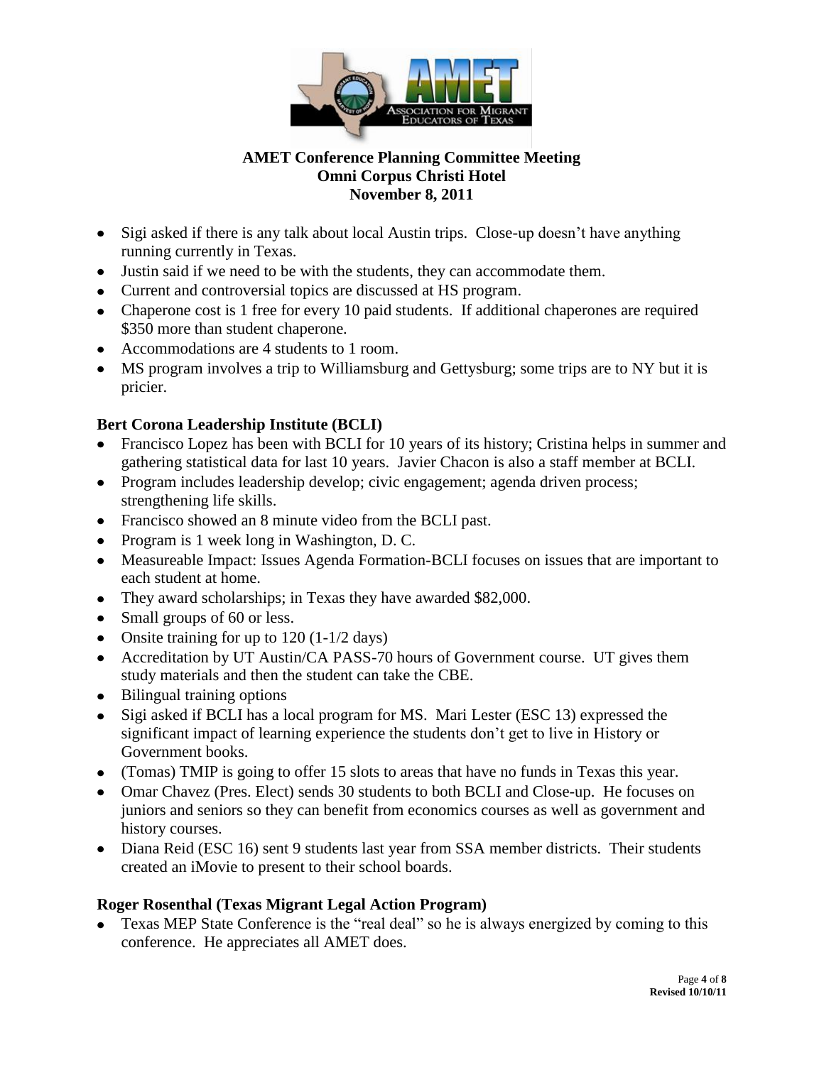- Sigi asked if there is any talk about local Austin trips. Close-up doesn't have anything running currently in Texas.
- Justin said if we need to be with the students, they can accommodate them.
- Current and controversial topics are discussed at HS program.
- Chaperone cost is 1 free for every 10 paid students. If additional chaperones are required $350 more than student chaperone.
- Accommodations are 4 students to 1 room.
- MS program involves a trip to Williamsburg and Gettysburg; some trips are to NY but it is pricier.

**Bert Corona Leadership Institute (BCLI)**

- Francisco Lopez has been with BCLI for 10 years of its history; Cristina helps in summer and gathering statistical data for last 10 years. Javier Chacon is also a staff member at BCLI.
- Program includes leadership develop; civic engagement; agenda driven process; strengthening life skills.
- Francisco showed an 8 minute video from the BCLI past.
- Program is 1 week long in Washington, D. C.
- Measureable Impact: Issues Agenda Formation-BCLI focuses on issues that are important to each student at home.
- They award scholarships; in Texas they have awarded $82,000.
- Small groups of 60 or less.
- Onsite training for up to 120 (1-1/2 days)
- Accreditation by UT Austin/CA PASS-70 hours of Government course. UT gives them study materials and then the student can take the CBE.
- Bilingual training options
- Sigi asked if BCLI has a local program for MS. Mari Lester (ESC 13) expressed the significant impact of learning experience the students don't get to live in History or Government books.
- (Tomas) TMIP is going to offer 15 slots to areas that have no funds in Texas this year.
- Omar Chavez (Pres. Elect) sends 30 students to both BCLI and Close-up. He focuses on juniors and seniors so they can benefit from economics courses as well as government and history courses.
- Diana Reid (ESC 16) sent 9 students last year from SSA member districts. Their students created an iMovie to present to their school boards.

**Roger Rosenthal (Texas Migrant Legal Action Program)**

- Texas MEP State Conference is the "real deal" so he is always energized by coming to this conference. He appreciates all AMET does.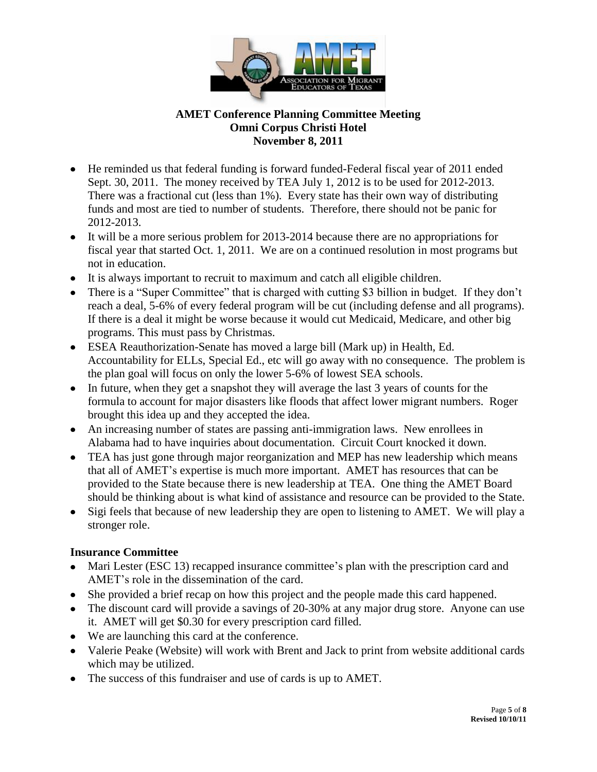**AMET Conference Planning Committee Meeting**
**Omni Corpus Christi Hotel**
**November 8, 2011**

- He reminded us that federal funding is forward funded-Federal fiscal year of 2011 ended Sept. 30, 2011. The money received by TEA July 1, 2012 is to be used for 2012-2013. There was a fractional cut (less than 1%). Every state has their own way of distributing funds and most are tied to number of students. Therefore, there should not be panic for 2012-2013.
- It will be a more serious problem for 2013-2014 because there are no appropriations for fiscal year that started Oct. 1, 2011. We are on a continued resolution in most programs but not in education.
- It is always important to recruit to maximum and catch all eligible children.
- There is a "Super Committee" that is charged with cutting $3 billion in budget. If they don't reach a deal, 5-6% of every federal program will be cut (including defense and all programs). If there is a deal it might be worse because it would cut Medicaid, Medicare, and other big programs. This must pass by Christmas.
- ESEA Reauthorization-Senate has moved a large bill (Mark up) in Health, Ed. Accountability for ELLs, Special Ed., etc will go away with no consequence. The problem is the plan goal will focus on only the lower 5-6% of lowest SEA schools.
- In future, when they get a snapshot they will average the last 3 years of counts for the formula to account for major disasters like floods that affect lower migrant numbers. Roger brought this idea up and they accepted the idea.
- An increasing number of states are passing anti-immigration laws. New enrollees in Alabama had to have inquiries about documentation. Circuit Court knocked it down.
- TEA has just gone through major reorganization and MEP has new leadership which means that all of AMET's expertise is much more important. AMET has resources that can be provided to the State because there is new leadership at TEA. One thing the AMET Board should be thinking about is what kind of assistance and resource can be provided to the State.
- Sigi feels that because of new leadership they are open to listening to AMET. We will play a stronger role.

### Insurance Committee

- Mari Lester (ESC 13) recapped insurance committee's plan with the prescription card and AMET's role in the dissemination of the card.
- She provided a brief recap on how this project and the people made this card happened.
- The discount card will provide a savings of 20-30% at any major drug store. Anyone can use it. AMET will get $0.30 for every prescription card filled.
- We are launching this card at the conference.
- Valerie Peake (Website) will work with Brent and Jack to print from website additional cards which may be utilized.
- The success of this fundraiser and use of cards is up to AMET.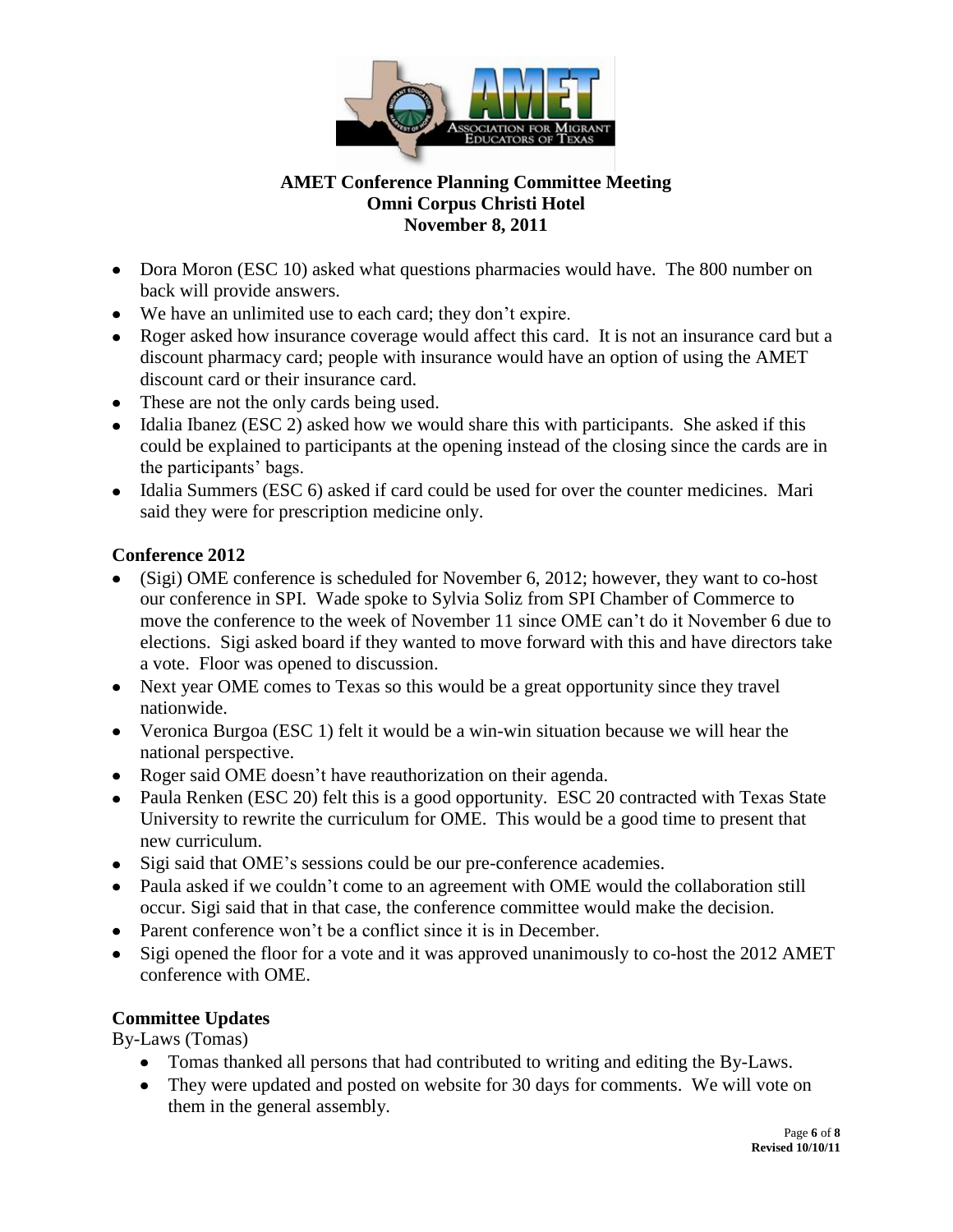**AMET Conference Planning Committee Meeting**
**Omni Corpus Christi Hotel**
**November 8, 2011**

- Dora Moron (ESC 10) asked what questions pharmacies would have. The 800 number on back will provide answers.
- We have an unlimited use to each card; they don't expire.
- Roger asked how insurance coverage would affect this card. It is not an insurance card but a discount pharmacy card; people with insurance would have an option of using the AMET discount card or their insurance card.
- These are not the only cards being used.
- Idalia Ibanez (ESC 2) asked how we would share this with participants. She asked if this could be explained to participants at the opening instead of the closing since the cards are in the participants' bags.
- Idalia Summers (ESC 6) asked if card could be used for over the counter medicines. Mari said they were for prescription medicine only.

## Conference 2012

- (Sigi) OME conference is scheduled for November 6, 2012; however, they want to co-host our conference in SPI. Wade spoke to Sylvia Soliz from SPI Chamber of Commerce to move the conference to the week of November 11 since OME can't do it November 6 due to elections. Sigi asked board if they wanted to move forward with this and have directors take a vote. Floor was opened to discussion.
- Next year OME comes to Texas so this would be a great opportunity since they travel nationwide.
- Veronica Burgoa (ESC 1) felt it would be a win-win situation because we will hear the national perspective.
- Roger said OME doesn't have reauthorization on their agenda.
- Paula Renken (ESC 20) felt this is a good opportunity. ESC 20 contracted with Texas State University to rewrite the curriculum for OME. This would be a good time to present that new curriculum.
- Sigi said that OME's sessions could be our pre-conference academies.
- Paula asked if we couldn't come to an agreement with OME would the collaboration still occur. Sigi said that in that case, the conference committee would make the decision.
- Parent conference won't be a conflict since it is in December.
- Sigi opened the floor for a vote and it was approved unanimously to co-host the 2012 AMET conference with OME.

## Committee Updates

By-Laws (Tomas)

- Tomas thanked all persons that had contributed to writing and editing the By-Laws.
- They were updated and posted on website for 30 days for comments. We will vote on them in the general assembly.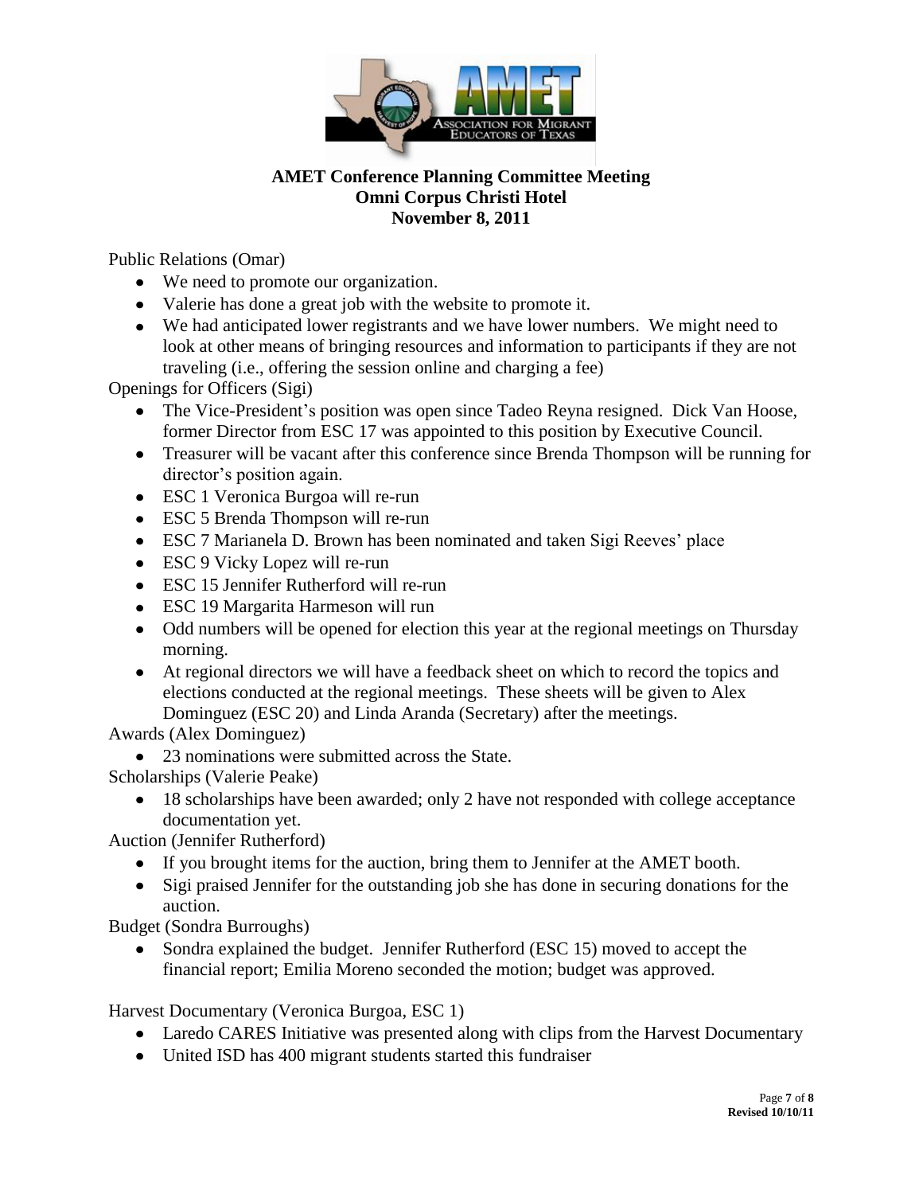**AMET Conference Planning Committee Meeting**
**Omni Corpus Christi Hotel**
**November 8, 2011**

Public Relations (Omar)

- We need to promote our organization.
- Valerie has done a great job with the website to promote it.
- We had anticipated lower registrants and we have lower numbers. We might need to look at other means of bringing resources and information to participants if they are not traveling (i.e., offering the session online and charging a fee)

Openings for Officers (Sigi)

- The Vice-President's position was open since Tadeo Reyna resigned. Dick Van Hoose, former Director from ESC 17 was appointed to this position by Executive Council.
- Treasurer will be vacant after this conference since Brenda Thompson will be running for director's position again.
- ESC 1 Veronica Burgoa will re-run
- ESC 5 Brenda Thompson will re-run
- ESC 7 Marianela D. Brown has been nominated and taken Sigi Reeves' place
- ESC 9 Vicky Lopez will re-run
- ESC 15 Jennifer Rutherford will re-run
- ESC 19 Margarita Harmeson will run
- Odd numbers will be opened for election this year at the regional meetings on Thursday morning.
- At regional directors we will have a feedback sheet on which to record the topics and elections conducted at the regional meetings. These sheets will be given to Alex Dominguez (ESC 20) and Linda Aranda (Secretary) after the meetings.

Awards (Alex Dominguez)

- 23 nominations were submitted across the State.

Scholarships (Valerie Peake)

- 18 scholarships have been awarded; only 2 have not responded with college acceptance documentation yet.

Auction (Jennifer Rutherford)

- If you brought items for the auction, bring them to Jennifer at the AMET booth.
- Sigi praised Jennifer for the outstanding job she has done in securing donations for the auction.

Budget (Sondra Burroughs)

- Sondra explained the budget. Jennifer Rutherford (ESC 15) moved to accept the financial report; Emilia Moreno seconded the motion; budget was approved.

Harvest Documentary (Veronica Burgoa, ESC 1)

- Laredo CARES Initiative was presented along with clips from the Harvest Documentary
- United ISD has 400 migrant students started this fundraiser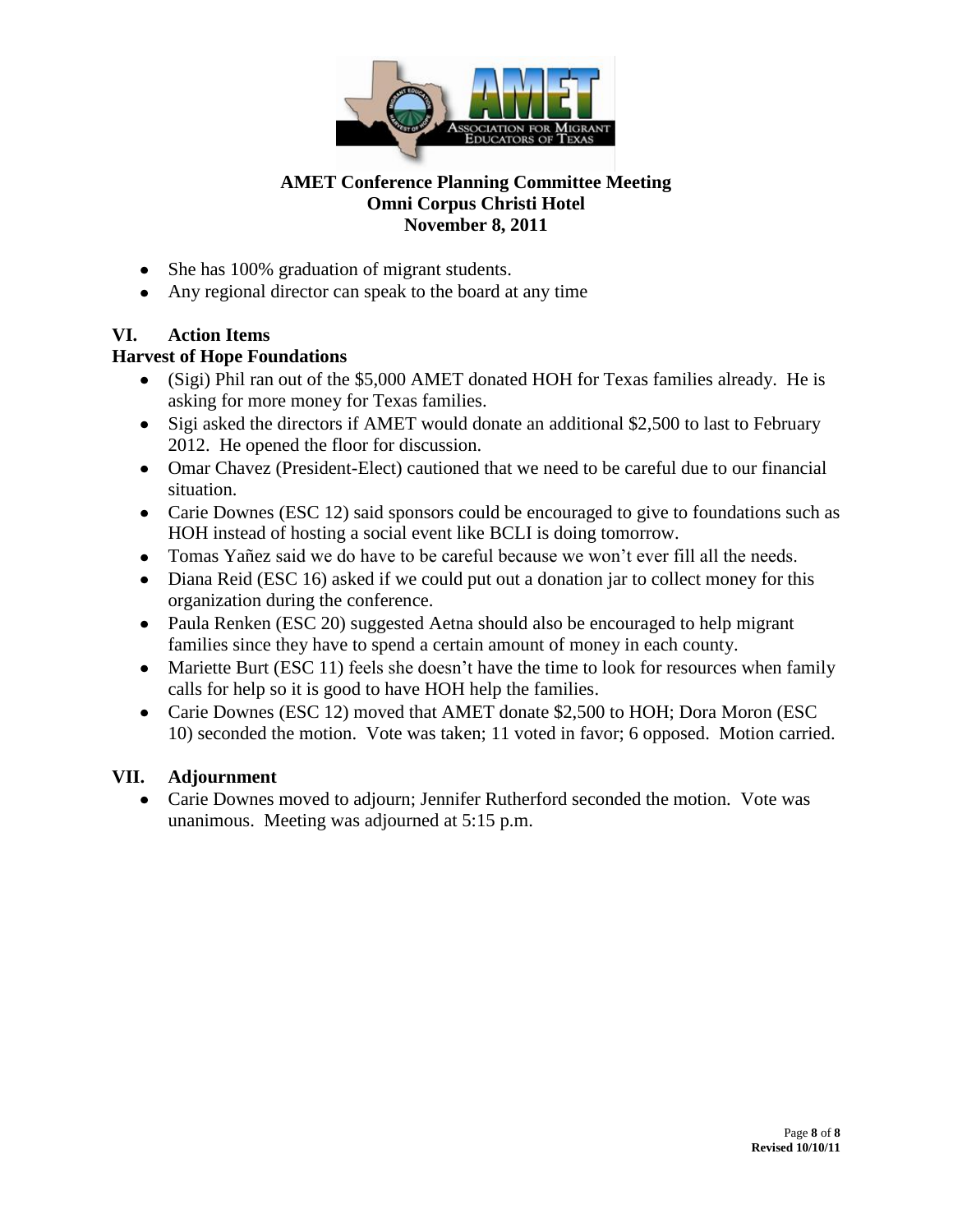- She has 100% graduation of migrant students.
- Any regional director can speak to the board at any time

## VI. Action Items

### Harvest of Hope Foundations

- (Sigi) Phil ran out of the $5,000 AMET donated HOH for Texas families already. He is asking for more money for Texas families.
- Sigi asked the directors if AMET would donate an additional $2,500 to last to February 2012. He opened the floor for discussion.
- Omar Chavez (President-Elect) cautioned that we need to be careful due to our financial situation.
- Carie Downes (ESC 12) said sponsors could be encouraged to give to foundations such as HOH instead of hosting a social event like BCLI is doing tomorrow.
- Tomas Yañez said we do have to be careful because we won't ever fill all the needs.
- Diana Reid (ESC 16) asked if we could put out a donation jar to collect money for this organization during the conference.
- Paula Renken (ESC 20) suggested Aetna should also be encouraged to help migrant families since they have to spend a certain amount of money in each county.
- Mariette Burt (ESC 11) feels she doesn't have the time to look for resources when family calls for help so it is good to have HOH help the families.
- Carie Downes (ESC 12) moved that AMET donate $2,500 to HOH; Dora Moron (ESC 10) seconded the motion. Vote was taken; 11 voted in favor; 6 opposed. Motion carried.

## VII. Adjournment

- Carie Downes moved to adjourn; Jennifer Rutherford seconded the motion. Vote was unanimous. Meeting was adjourned at 5:15 p.m.